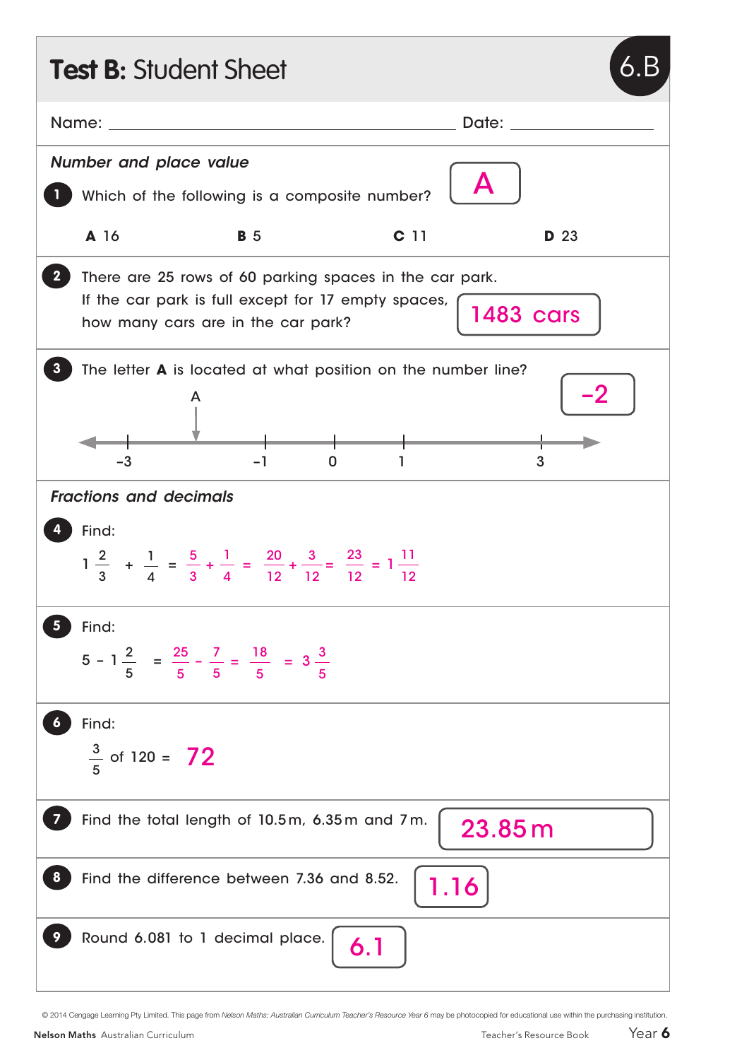# **Test B:** Student Sheet

**6.B**

Name: ______________________ Date: ____________

*Number and place value*

**1** Which of the following is a composite number? **A**

**A** 16 **B** 5 **C** 11 **D** 23

**2** There are 25 rows of 60 parking spaces in the car park. If the car park is full except for 17 empty spaces, how many cars are in the car park? **1483 cars**

**3** The letter **A** is located at what position on the number line? **−2**

(Number line with marks labelled −3, −1, 0, 1, 3; A marked between −3 and −1)

*Fractions and decimals*

**4** Find:

$1\frac{2}{3} + \frac{1}{4} = \frac{5}{3} + \frac{1}{4} = \frac{20}{12} + \frac{3}{12} = \frac{23}{12} = 1\frac{11}{12}$

**5** Find:

$5 - 1\frac{2}{5} = \frac{25}{5} - \frac{7}{5} = \frac{18}{5} = 3\frac{3}{5}$

**6** Find:

$\frac{3}{5}$ of 120 = **72**

**7** Find the total length of 10.5 m, 6.35 m and 7 m. **23.85 m**

**8** Find the difference between 7.36 and 8.52. **1.16**

**9** Round 6.081 to 1 decimal place. **6.1**

© 2014 Cengage Learning Pty Limited. This page from *Nelson Maths: Australian Curriculum Teacher's Resource Year 6* may be photocopied for educational use within the purchasing institution.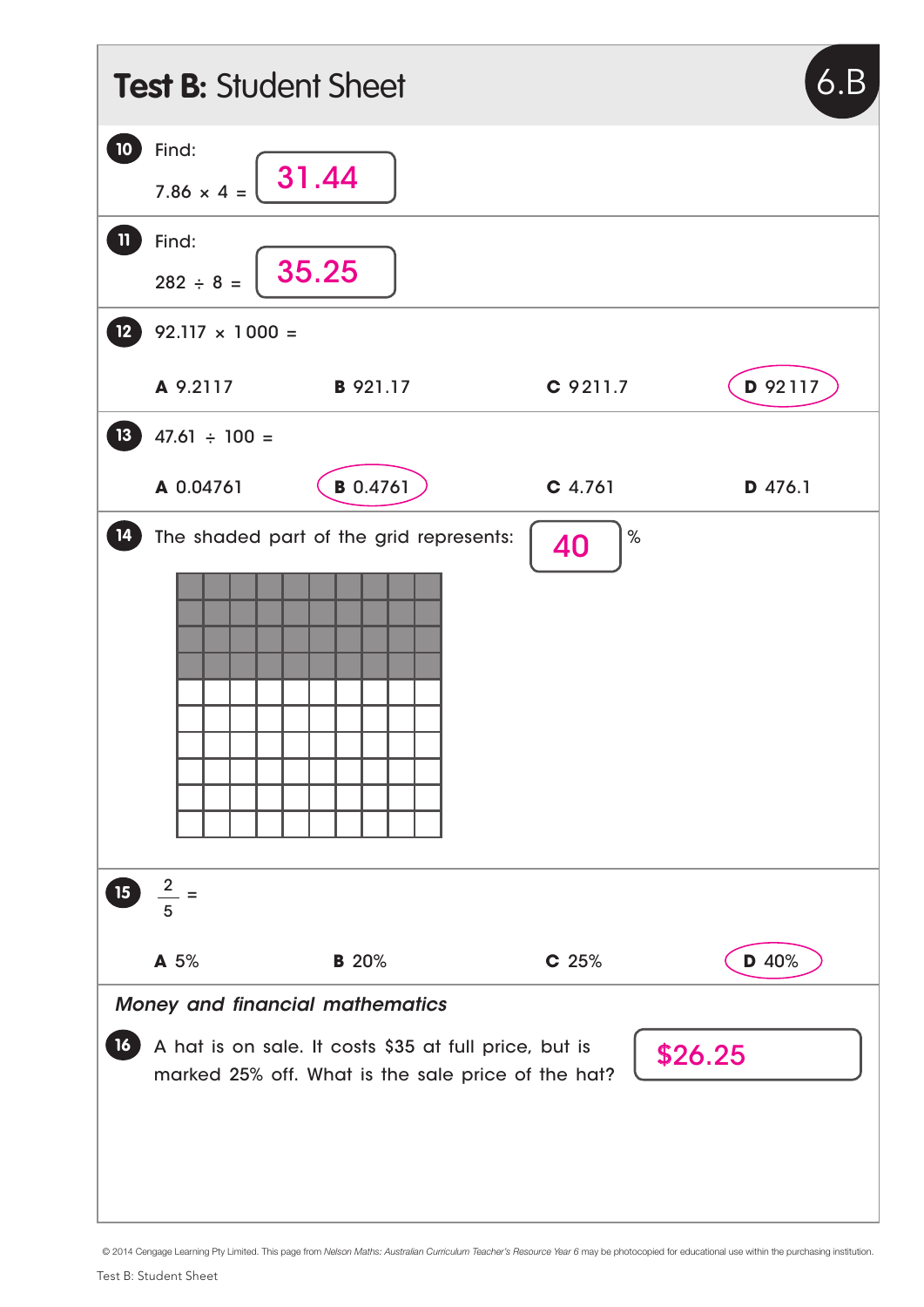# Test B: Student Sheet

6.B

**10** Find:

$7.86 \times 4 =$ 31.44

**11** Find:

$282 \div 8 =$ 35.25

**12** $92.117 \times 1000 =$

**A** 9.2117 **B** 921.17 **C** 9211.7 **D** 92117 (circled)

**13** $47.61 \div 100 =$

**A** 0.04761 **B** 0.4761 (circled) **C** 4.761 **D** 476.1

**14** The shaded part of the grid represents: 40 %

**15** $\frac{2}{5} =$

**A** 5% **B** 20% **C** 25% **D** 40% (circled)

*Money and financial mathematics*

**16** A hat is on sale. It costs $35 at full price, but is marked 25% off. What is the sale price of the hat? $26.25

© 2014 Cengage Learning Pty Limited. This page from *Nelson Maths: Australian Curriculum Teacher's Resource Year 6* may be photocopied for educational use within the purchasing institution.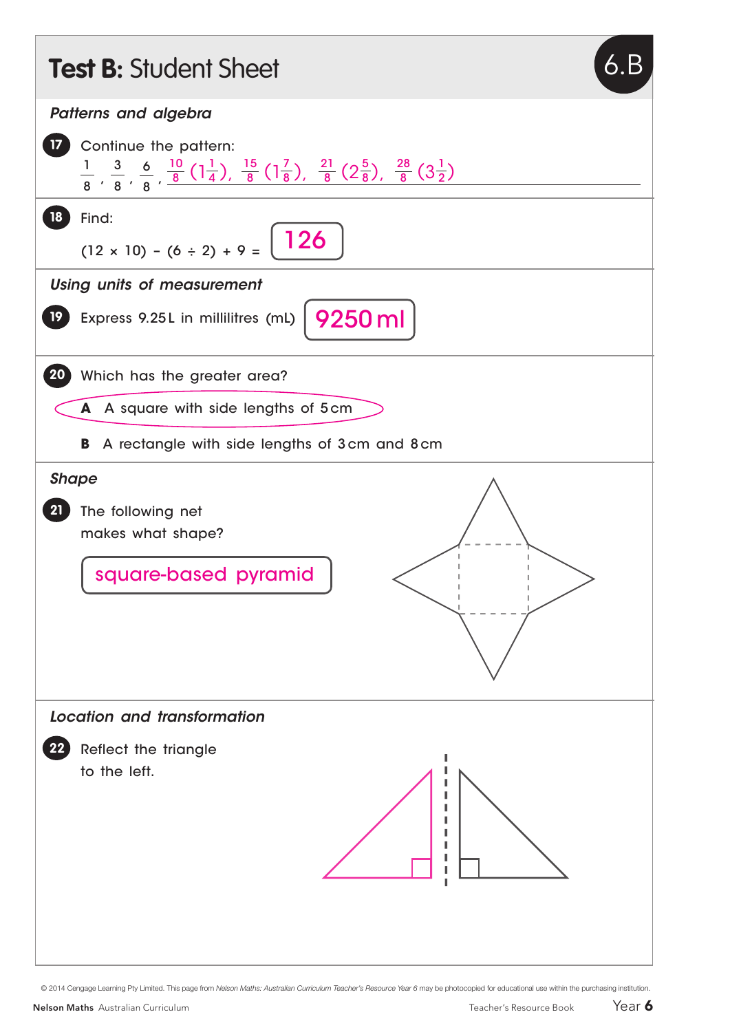# Test B: Student Sheet

### *Patterns and algebra*

**17** Continue the pattern:

$\frac{1}{8}, \frac{3}{8}, \frac{6}{8}, \frac{10}{8}\,(1\frac{1}{4}), \frac{15}{8}\,(1\frac{7}{8}), \frac{21}{8}\,(2\frac{5}{8}), \frac{28}{8}\,(3\frac{1}{2})$

**18** Find:

$(12 \times 10) - (6 \div 2) + 9 =$ **126**

### *Using units of measurement*

**19** Express 9.25 L in millilitres (mL) **9250 ml**

**20** Which has the greater area?

**A** A square with side lengths of 5 cm ✓

**B** A rectangle with side lengths of 3 cm and 8 cm

### *Shape*

**21** The following net makes what shape?

**square-based pyramid**

### *Location and transformation*

**22** Reflect the triangle to the left.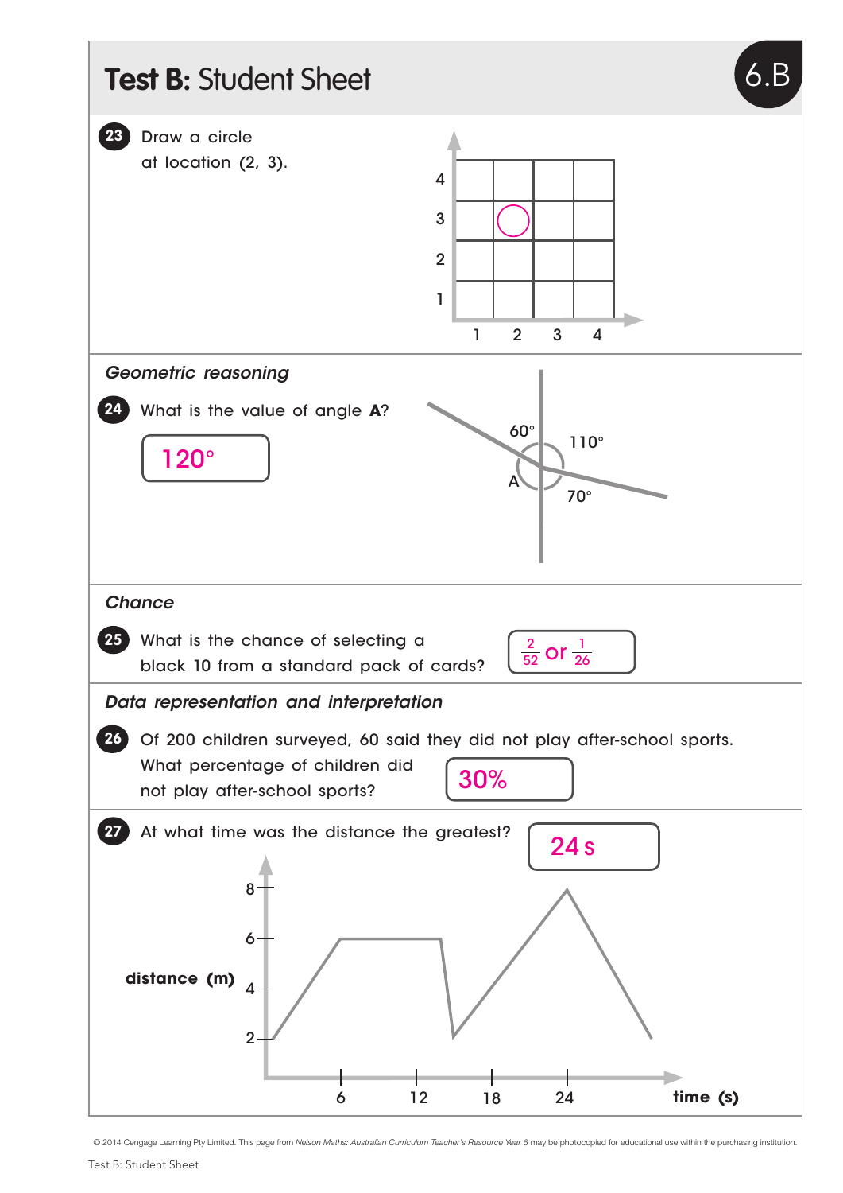# Test B: Student Sheet

6.B

**23** Draw a circle at location (2, 3).

4
3
2
1
1 2 3 4

## *Geometric reasoning*

**24** What is the value of angle **A**?

120°

60°
110°
A
70°

## *Chance*

**25** What is the chance of selecting a black 10 from a standard pack of cards?

$\frac{2}{52}$ or $\frac{1}{26}$

## *Data representation and interpretation*

**26** Of 200 children surveyed, 60 said they did not play after-school sports. What percentage of children did not play after-school sports?

30%

**27** At what time was the distance the greatest?

24 s

8
6
distance (m) 4
2
6 12 18 24
time (s)

© 2014 Cengage Learning Pty Limited. This page from *Nelson Maths: Australian Curriculum Teacher's Resource Year 6* may be photocopied for educational use within the purchasing institution.